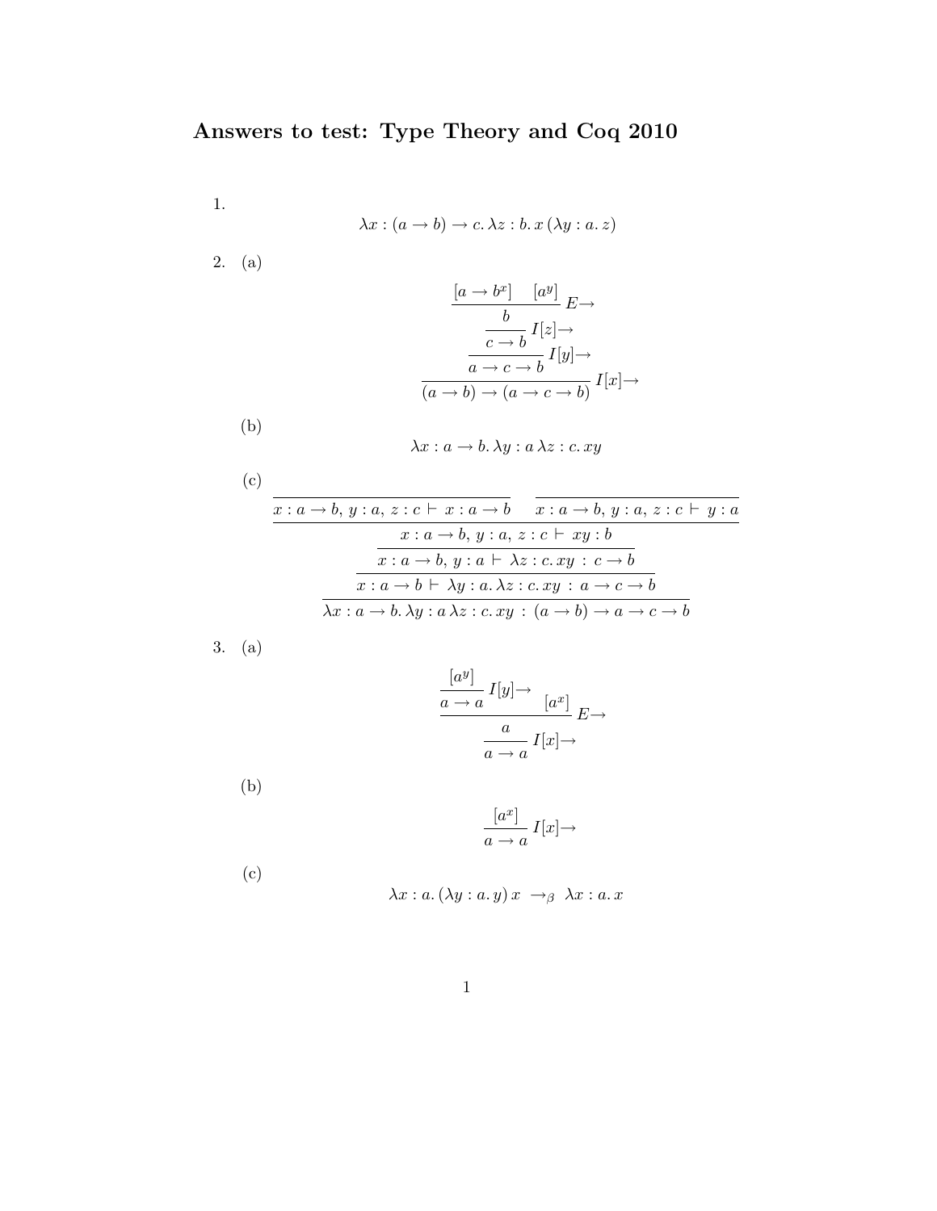# Answers to test: Type Theory and Coq 2010

1.

$$\lambda x : (a \to b) \to c.\, \lambda z : b.\, x\, (\lambda y : a.\, z)$$

2. (a)

$$\cfrac{\cfrac{\cfrac{\cfrac{[a \to b^x] \qquad [a^y]}{b}\, E{\to}}{c \to b}\, I[z]{\to}}{a \to c \to b}\, I[y]{\to}}{(a \to b) \to (a \to c \to b)}\, I[x]{\to}$$

(b)

$$\lambda x : a \to b.\, \lambda y : a\, \lambda z : c.\, xy$$

(c)

$$\cfrac{\cfrac{\cfrac{\cfrac{\cfrac{}{x : a \to b,\, y : a,\, z : c \vdash x : a \to b} \qquad \cfrac{}{x : a \to b,\, y : a,\, z : c \vdash y : a}}{x : a \to b,\, y : a,\, z : c \vdash xy : b}}{x : a \to b,\, y : a \vdash \lambda z : c.\, xy \;:\; c \to b}}{x : a \to b \vdash \lambda y : a.\, \lambda z : c.\, xy \;:\; a \to c \to b}}{\lambda x : a \to b.\, \lambda y : a\, \lambda z : c.\, xy \;:\; (a \to b) \to a \to c \to b}$$

3. (a)

$$\cfrac{\cfrac{\cfrac{[a^y]}{a \to a}\, I[y]{\to} \qquad [a^x]}{a}\, E{\to}}{a \to a}\, I[x]{\to}$$

(b)

$$\cfrac{[a^x]}{a \to a}\, I[x]{\to}$$

(c)

$$\lambda x : a.\, (\lambda y : a.\, y)\, x \;\to_\beta\; \lambda x : a.\, x$$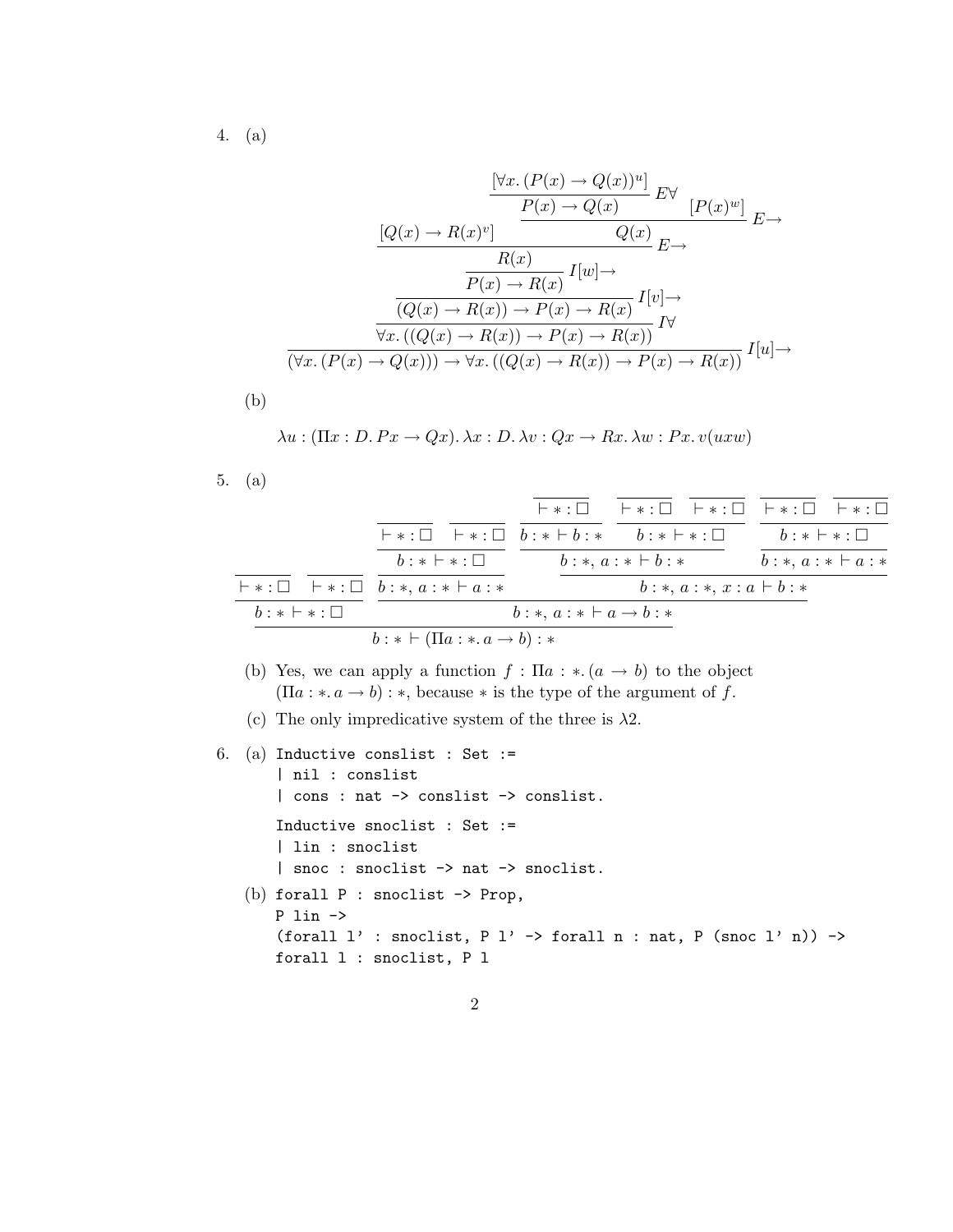4. (a)

$$
\dfrac{\dfrac{\dfrac{\dfrac{\dfrac{[Q(x) \to R(x)^v] \qquad \dfrac{\dfrac{[\forall x.\, (P(x) \to Q(x))^u]}{P(x) \to Q(x)}\, E\forall \qquad [P(x)^w]}{Q(x)}\, E{\to}}{R(x)}\, E{\to}}{P(x) \to R(x)}\, I[w]{\to}}{(Q(x) \to R(x)) \to P(x) \to R(x)}\, I[v]{\to}}{\forall x.\, ((Q(x) \to R(x)) \to P(x) \to R(x))}\, I\forall}{(\forall x.\, (P(x) \to Q(x))) \to \forall x.\, ((Q(x) \to R(x)) \to P(x) \to R(x))}\, I[u]{\to}
$$

(b)

$$\lambda u : (\Pi x : D.\, Px \to Qx).\, \lambda x : D.\, \lambda v : Qx \to Rx.\, \lambda w : Px.\, v(uxw)$$

5. (a)

$$
\dfrac{\dfrac{\dfrac{}{\vdash * : \square} \quad \dfrac{}{\vdash * : \square}}{b : * \vdash * : \square} \qquad \dfrac{\dfrac{\dfrac{\dfrac{}{\vdash * : \square} \quad \dfrac{}{\vdash * : \square}}{b : * \vdash * : \square}}{b : *,\, a : * \vdash a : *} \qquad \dfrac{\dfrac{\dfrac{\dfrac{}{\vdash * : \square}}{b : * \vdash b : *} \quad \dfrac{\dfrac{}{\vdash * : \square} \quad \dfrac{}{\vdash * : \square}}{b : * \vdash * : \square}}{b : *,\, a : * \vdash b : *} \qquad \dfrac{\dfrac{\dfrac{}{\vdash * : \square} \quad \dfrac{}{\vdash * : \square}}{b : * \vdash * : \square}}{b : *,\, a : * \vdash a : *}}{b : *,\, a : *,\, x : a \vdash b : *}}{b : *,\, a : * \vdash a \to b : *}}{b : * \vdash (\Pi a : *.\, a \to b) : *}
$$

(b) Yes, we can apply a function $f : \Pi a : *.\, (a \to b)$ to the object $(\Pi a : *.\, a \to b) : *$, because $*$ is the type of the argument of $f$.

(c) The only impredicative system of the three is $\lambda 2$.

6. (a)

```
Inductive conslist : Set :=
| nil : conslist
| cons : nat -> conslist -> conslist.
```

```
Inductive snoclist : Set :=
| lin : snoclist
| snoc : snoclist -> nat -> snoclist.
```

(b)

```
forall P : snoclist -> Prop,
P lin ->
(forall l' : snoclist, P l' -> forall n : nat, P (snoc l' n)) ->
forall l : snoclist, P l
```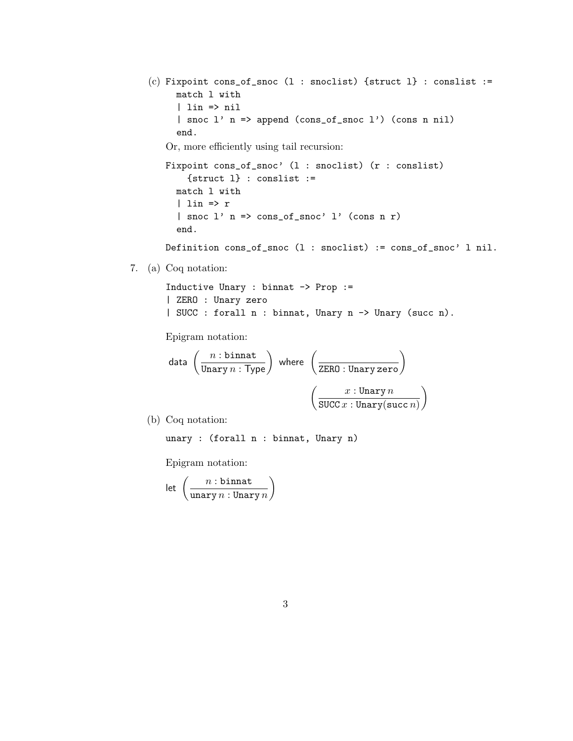(c)
```
Fixpoint cons_of_snoc (l : snoclist) {struct l} : conslist :=
  match l with
  | lin => nil
  | snoc l' n => append (cons_of_snoc l') (cons n nil)
  end.
```

Or, more efficiently using tail recursion:

```
Fixpoint cons_of_snoc' (l : snoclist) (r : conslist)
    {struct l} : conslist :=
  match l with
  | lin => r
  | snoc l' n => cons_of_snoc' l' (cons n r)
  end.

Definition cons_of_snoc (l : snoclist) := cons_of_snoc' l nil.
```

7. (a) Coq notation:

```
Inductive Unary : binnat -> Prop :=
| ZERO : Unary zero
| SUCC : forall n : binnat, Unary n -> Unary (succ n).
```

Epigram notation:

$$\mathsf{data}\ \left(\frac{n : \mathtt{binnat}}{\mathtt{Unary}\, n : \mathsf{Type}}\right)\ \mathsf{where}\ \left(\frac{}{\mathtt{ZERO} : \mathtt{Unary}\, \mathtt{zero}}\right)$$

$$\left(\frac{x : \mathtt{Unary}\, n}{\mathtt{SUCC}\, x : \mathtt{Unary}(\mathtt{succ}\, n)}\right)$$

(b) Coq notation:

```
unary : (forall n : binnat, Unary n)
```

Epigram notation:

$$\mathsf{let}\ \left(\frac{n : \mathtt{binnat}}{\mathtt{unary}\, n : \mathtt{Unary}\, n}\right)$$